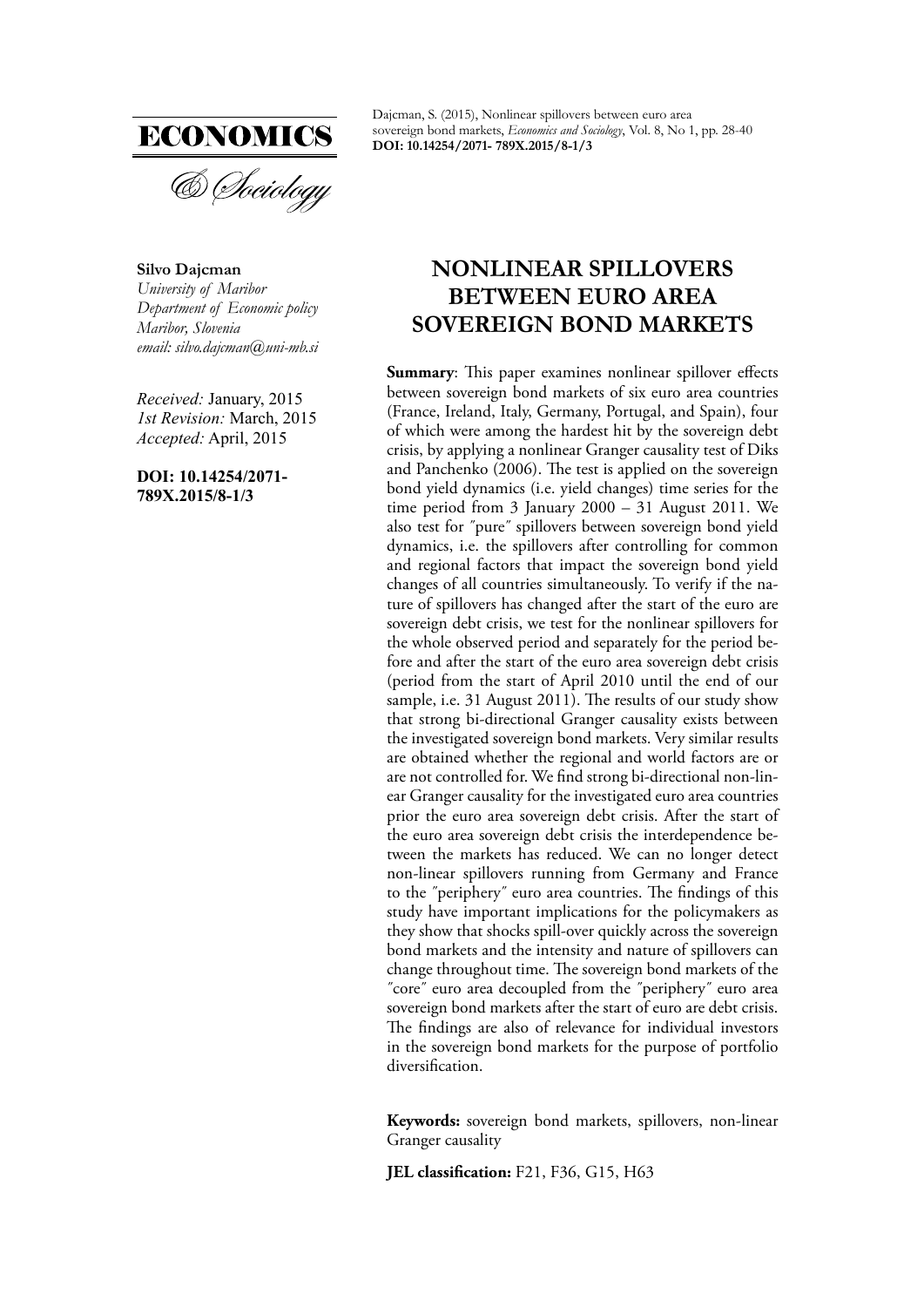Dajcman, S. (2015), Nonlinear spillovers between euro area sovereign bond markets, *Economics and Sociology*, Vol. 8, No 1, pp. 28-40
**DOI: 10.14254/2071- 789X.2015/8-1/3**

**Silvo Dajcman**
*University of Maribor*
*Department of Economic policy*
*Maribor, Slovenia*
*email: silvo.dajcman@uni-mb.si*

*Received:* January, 2015
*1st Revision:* March, 2015
*Accepted:* April, 2015

**DOI: 10.14254/2071-789X.2015/8-1/3**

# NONLINEAR SPILLOVERS BETWEEN EURO AREA SOVEREIGN BOND MARKETS

**Summary**: This paper examines nonlinear spillover effects between sovereign bond markets of six euro area countries (France, Ireland, Italy, Germany, Portugal, and Spain), four of which were among the hardest hit by the sovereign debt crisis, by applying a nonlinear Granger causality test of Diks and Panchenko (2006). The test is applied on the sovereign bond yield dynamics (i.e. yield changes) time series for the time period from 3 January 2000 – 31 August 2011. We also test for ″pure″ spillovers between sovereign bond yield dynamics, i.e. the spillovers after controlling for common and regional factors that impact the sovereign bond yield changes of all countries simultaneously. To verify if the nature of spillovers has changed after the start of the euro are sovereign debt crisis, we test for the nonlinear spillovers for the whole observed period and separately for the period before and after the start of the euro area sovereign debt crisis (period from the start of April 2010 until the end of our sample, i.e. 31 August 2011). The results of our study show that strong bi-directional Granger causality exists between the investigated sovereign bond markets. Very similar results are obtained whether the regional and world factors are or are not controlled for. We find strong bi-directional non-linear Granger causality for the investigated euro area countries prior the euro area sovereign debt crisis. After the start of the euro area sovereign debt crisis the interdependence between the markets has reduced. We can no longer detect non-linear spillovers running from Germany and France to the ″periphery″ euro area countries. The findings of this study have important implications for the policymakers as they show that shocks spill-over quickly across the sovereign bond markets and the intensity and nature of spillovers can change throughout time. The sovereign bond markets of the ″core″ euro area decoupled from the ″periphery″ euro area sovereign bond markets after the start of euro are debt crisis. The findings are also of relevance for individual investors in the sovereign bond markets for the purpose of portfolio diversification.

**Keywords:** sovereign bond markets, spillovers, non-linear Granger causality

**JEL classification:** F21, F36, G15, H63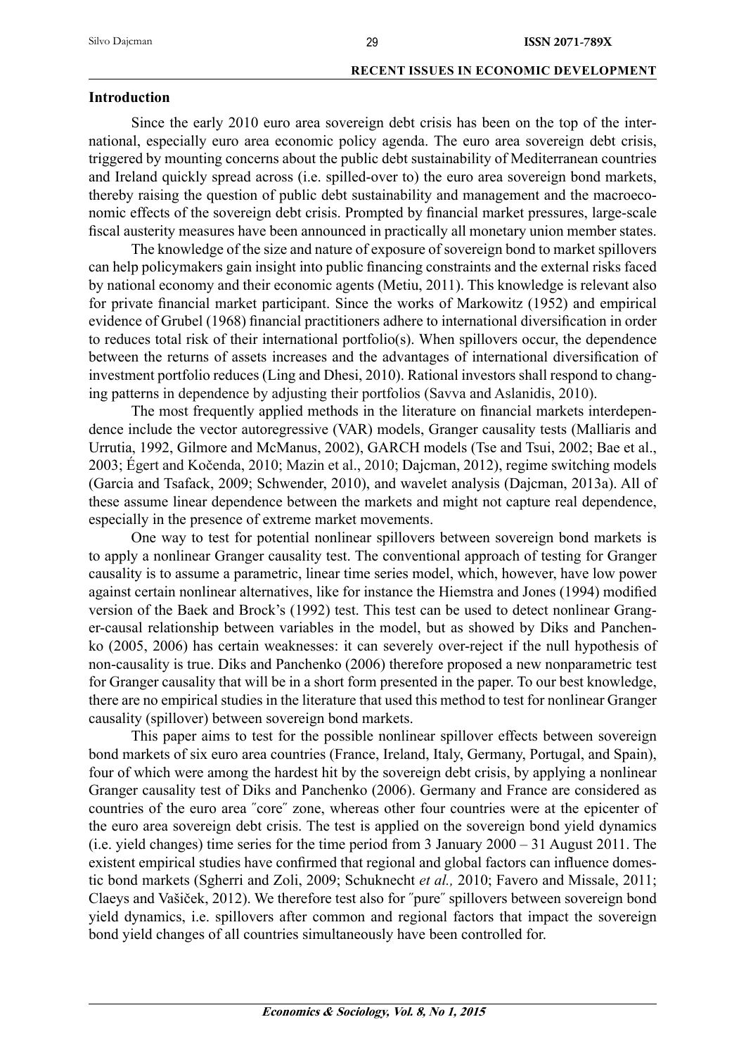## Introduction

Since the early 2010 euro area sovereign debt crisis has been on the top of the international, especially euro area economic policy agenda. The euro area sovereign debt crisis, triggered by mounting concerns about the public debt sustainability of Mediterranean countries and Ireland quickly spread across (i.e. spilled-over to) the euro area sovereign bond markets, thereby raising the question of public debt sustainability and management and the macroeconomic effects of the sovereign debt crisis. Prompted by financial market pressures, large-scale fiscal austerity measures have been announced in practically all monetary union member states.

The knowledge of the size and nature of exposure of sovereign bond to market spillovers can help policymakers gain insight into public financing constraints and the external risks faced by national economy and their economic agents (Metiu, 2011). This knowledge is relevant also for private financial market participant. Since the works of Markowitz (1952) and empirical evidence of Grubel (1968) financial practitioners adhere to international diversification in order to reduces total risk of their international portfolio(s). When spillovers occur, the dependence between the returns of assets increases and the advantages of international diversification of investment portfolio reduces (Ling and Dhesi, 2010). Rational investors shall respond to changing patterns in dependence by adjusting their portfolios (Savva and Aslanidis, 2010).

The most frequently applied methods in the literature on financial markets interdependence include the vector autoregressive (VAR) models, Granger causality tests (Malliaris and Urrutia, 1992, Gilmore and McManus, 2002), GARCH models (Tse and Tsui, 2002; Bae et al., 2003; Égert and Kočenda, 2010; Mazin et al., 2010; Dajcman, 2012), regime switching models (Garcia and Tsafack, 2009; Schwender, 2010), and wavelet analysis (Dajcman, 2013a). All of these assume linear dependence between the markets and might not capture real dependence, especially in the presence of extreme market movements.

One way to test for potential nonlinear spillovers between sovereign bond markets is to apply a nonlinear Granger causality test. The conventional approach of testing for Granger causality is to assume a parametric, linear time series model, which, however, have low power against certain nonlinear alternatives, like for instance the Hiemstra and Jones (1994) modified version of the Baek and Brock's (1992) test. This test can be used to detect nonlinear Granger-causal relationship between variables in the model, but as showed by Diks and Panchenko (2005, 2006) has certain weaknesses: it can severely over-reject if the null hypothesis of non-causality is true. Diks and Panchenko (2006) therefore proposed a new nonparametric test for Granger causality that will be in a short form presented in the paper. To our best knowledge, there are no empirical studies in the literature that used this method to test for nonlinear Granger causality (spillover) between sovereign bond markets.

This paper aims to test for the possible nonlinear spillover effects between sovereign bond markets of six euro area countries (France, Ireland, Italy, Germany, Portugal, and Spain), four of which were among the hardest hit by the sovereign debt crisis, by applying a nonlinear Granger causality test of Diks and Panchenko (2006). Germany and France are considered as countries of the euro area ″core″ zone, whereas other four countries were at the epicenter of the euro area sovereign debt crisis. The test is applied on the sovereign bond yield dynamics (i.e. yield changes) time series for the time period from 3 January 2000 – 31 August 2011. The existent empirical studies have confirmed that regional and global factors can influence domestic bond markets (Sgherri and Zoli, 2009; Schuknecht *et al.,* 2010; Favero and Missale, 2011; Claeys and Vašiček, 2012). We therefore test also for ″pure″ spillovers between sovereign bond yield dynamics, i.e. spillovers after common and regional factors that impact the sovereign bond yield changes of all countries simultaneously have been controlled for.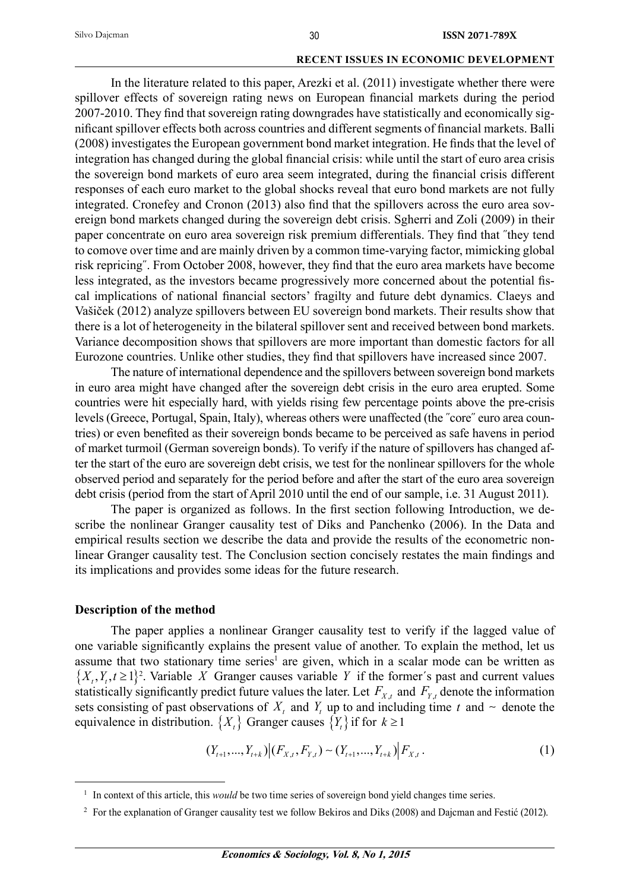In the literature related to this paper, Arezki et al. (2011) investigate whether there were spillover effects of sovereign rating news on European financial markets during the period 2007-2010. They find that sovereign rating downgrades have statistically and economically significant spillover effects both across countries and different segments of financial markets. Balli (2008) investigates the European government bond market integration. He finds that the level of integration has changed during the global financial crisis: while until the start of euro area crisis the sovereign bond markets of euro area seem integrated, during the financial crisis different responses of each euro market to the global shocks reveal that euro bond markets are not fully integrated. Cronefey and Cronon (2013) also find that the spillovers across the euro area sovereign bond markets changed during the sovereign debt crisis. Sgherri and Zoli (2009) in their paper concentrate on euro area sovereign risk premium differentials. They find that ″they tend to comove over time and are mainly driven by a common time-varying factor, mimicking global risk repricing″. From October 2008, however, they find that the euro area markets have become less integrated, as the investors became progressively more concerned about the potential fiscal implications of national financial sectors' fragilty and future debt dynamics. Claeys and Vašiček (2012) analyze spillovers between EU sovereign bond markets. Their results show that there is a lot of heterogeneity in the bilateral spillover sent and received between bond markets. Variance decomposition shows that spillovers are more important than domestic factors for all Eurozone countries. Unlike other studies, they find that spillovers have increased since 2007.

The nature of international dependence and the spillovers between sovereign bond markets in euro area might have changed after the sovereign debt crisis in the euro area erupted. Some countries were hit especially hard, with yields rising few percentage points above the pre-crisis levels (Greece, Portugal, Spain, Italy), whereas others were unaffected (the ″core″ euro area countries) or even benefited as their sovereign bonds became to be perceived as safe havens in period of market turmoil (German sovereign bonds). To verify if the nature of spillovers has changed after the start of the euro are sovereign debt crisis, we test for the nonlinear spillovers for the whole observed period and separately for the period before and after the start of the euro area sovereign debt crisis (period from the start of April 2010 until the end of our sample, i.e. 31 August 2011).

The paper is organized as follows. In the first section following Introduction, we describe the nonlinear Granger causality test of Diks and Panchenko (2006). In the Data and empirical results section we describe the data and provide the results of the econometric nonlinear Granger causality test. The Conclusion section concisely restates the main findings and its implications and provides some ideas for the future research.

## Description of the method

The paper applies a nonlinear Granger causality test to verify if the lagged value of one variable significantly explains the present value of another. To explain the method, let us assume that two stationary time series[1] are given, which in a scalar mode can be written as $\{X_t, Y_t, t \geq 1\}$[2]. Variable $X$ Granger causes variable $Y$ if the former´s past and current values statistically significantly predict future values the later. Let $F_{X,t}$ and $F_{Y,t}$ denote the information sets consisting of past observations of $X_t$ and $Y_t$ up to and including time $t$ and ~ denote the equivalence in distribution. $\{X_t\}$ Granger causes $\{Y_t\}$ if for $k \geq 1$

$$(Y_{t+1}, ..., Y_{t+k}) \big| (F_{X,t}, F_{Y,t}) \sim (Y_{t+1}, ..., Y_{t+k}) \big| F_{X,t}. \tag{1}$$

---

[1] In context of this article, this *would* be two time series of sovereign bond yield changes time series.

[2] For the explanation of Granger causality test we follow Bekiros and Diks (2008) and Dajcman and Festić (2012).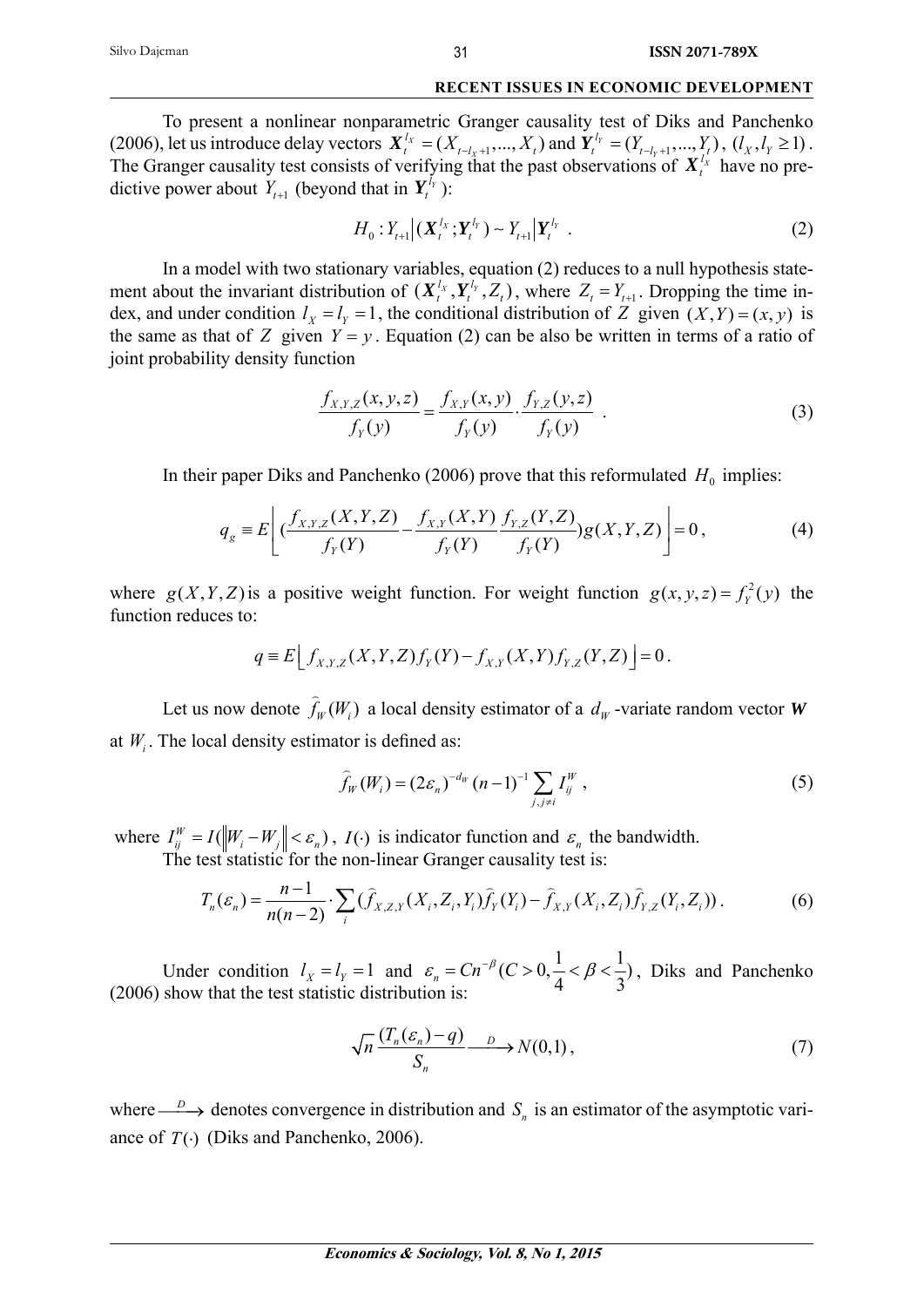To present a nonlinear nonparametric Granger causality test of Diks and Panchenko (2006), let us introduce delay vectors $\boldsymbol{X}_t^{l_X} = (X_{t-l_X+1},...,X_t)$ and $\boldsymbol{Y}_t^{l_Y} = (Y_{t-l_Y+1},...,Y_t)$, $(l_X, l_Y \geq 1)$. The Granger causality test consists of verifying that the past observations of $\boldsymbol{X}_t^{l_X}$ have no predictive power about $Y_{t+1}$ (beyond that in $\boldsymbol{Y}_t^{l_Y}$):

$$H_0 : Y_{t+1} \big| (\boldsymbol{X}_t^{l_X}; \boldsymbol{Y}_t^{l_Y}) \sim Y_{t+1} \big| \boldsymbol{Y}_t^{l_Y} \ . \tag{2}$$

In a model with two stationary variables, equation (2) reduces to a null hypothesis statement about the invariant distribution of $(\boldsymbol{X}_t^{l_X}, \boldsymbol{Y}_t^{l_Y}, Z_t)$, where $Z_t = Y_{t+1}$. Dropping the time index, and under condition $l_X = l_Y = 1$, the conditional distribution of $Z$ given $(X,Y) = (x,y)$ is the same as that of $Z$ given $Y = y$. Equation (2) can be also be written in terms of a ratio of joint probability density function

$$\frac{f_{X,Y,Z}(x,y,z)}{f_Y(y)} = \frac{f_{X,Y}(x,y)}{f_Y(y)} \cdot \frac{f_{Y,Z}(y,z)}{f_Y(y)} \ . \tag{3}$$

In their paper Diks and Panchenko (2006) prove that this reformulated $H_0$ implies:

$$q_g \equiv E\left[ \left(\frac{f_{X,Y,Z}(X,Y,Z)}{f_Y(Y)} - \frac{f_{X,Y}(X,Y)}{f_Y(Y)} \frac{f_{Y,Z}(Y,Z)}{f_Y(Y)}\right) g(X,Y,Z) \right] = 0 \,, \tag{4}$$

where $g(X,Y,Z)$ is a positive weight function. For weight function $g(x,y,z) = f_Y^2(y)$ the function reduces to:

$$q \equiv E\big[ f_{X,Y,Z}(X,Y,Z) f_Y(Y) - f_{X,Y}(X,Y) f_{Y,Z}(Y,Z) \big] = 0 \,.$$

Let us now denote $\widehat{f}_W(W_i)$ a local density estimator of a $d_W$-variate random vector $\boldsymbol{W}$ at $W_i$. The local density estimator is defined as:

$$\widehat{f}_W(W_i) = (2\varepsilon_n)^{-d_W} (n-1)^{-1} \sum_{j, j \neq i} I_{ij}^W \,, \tag{5}$$

where $I_{ij}^W = I(\|W_i - W_j\| < \varepsilon_n)$, $I(\cdot)$ is indicator function and $\varepsilon_n$ the bandwidth.

The test statistic for the non-linear Granger causality test is:

$$T_n(\varepsilon_n) = \frac{n-1}{n(n-2)} \cdot \sum_i (\widehat{f}_{X,Z,Y}(X_i, Z_i, Y_i) \widehat{f}_Y(Y_i) - \widehat{f}_{X,Y}(X_i, Z_i) \widehat{f}_{Y,Z}(Y_i, Z_i)) \,. \tag{6}$$

Under condition $l_X = l_Y = 1$ and $\varepsilon_n = Cn^{-\beta} (C > 0, \frac{1}{4} < \beta < \frac{1}{3})$, Diks and Panchenko (2006) show that the test statistic distribution is:

$$\sqrt{n} \frac{(T_n(\varepsilon_n) - q)}{S_n} \xrightarrow{D} N(0,1) \,, \tag{7}$$

where $\xrightarrow{D}$ denotes convergence in distribution and $S_n$ is an estimator of the asymptotic variance of $T(\cdot)$ (Diks and Panchenko, 2006).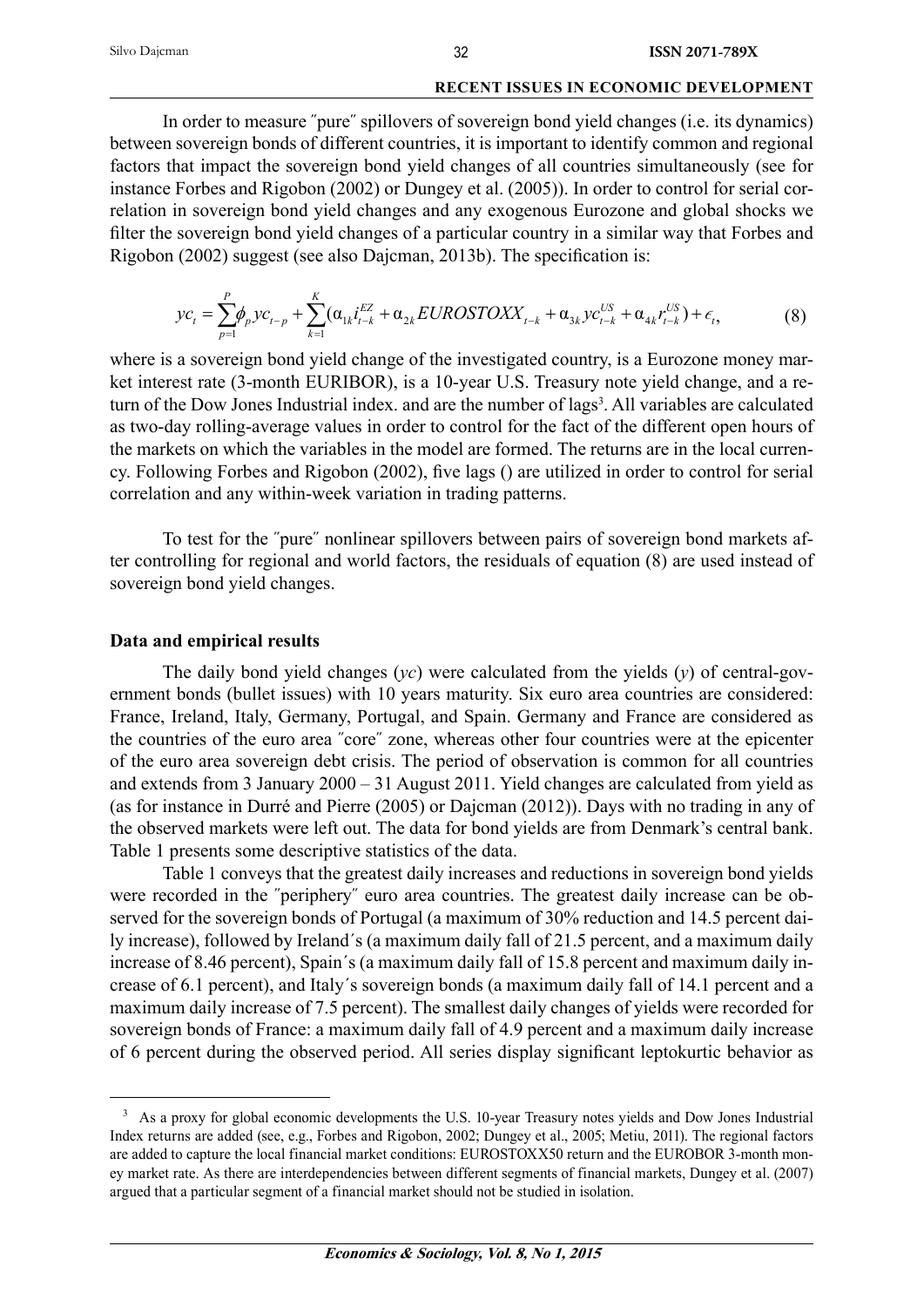In order to measure ″pure″ spillovers of sovereign bond yield changes (i.e. its dynamics) between sovereign bonds of different countries, it is important to identify common and regional factors that impact the sovereign bond yield changes of all countries simultaneously (see for instance Forbes and Rigobon (2002) or Dungey et al. (2005)). In order to control for serial correlation in sovereign bond yield changes and any exogenous Eurozone and global shocks we filter the sovereign bond yield changes of a particular country in a similar way that Forbes and Rigobon (2002) suggest (see also Dajcman, 2013b). The specification is:

$$yc_t = \sum_{p=1}^{P} \phi_p yc_{t-p} + \sum_{k=1}^{K} (\alpha_{1k} i_{t-k}^{EZ} + \alpha_{2k} EUROSTOXX_{t-k} + \alpha_{3k} yc_{t-k}^{US} + \alpha_{4k} r_{t-k}^{US}) + \epsilon_t, \tag{8}$$

where is a sovereign bond yield change of the investigated country, is a Eurozone money market interest rate (3-month EURIBOR), is a 10-year U.S. Treasury note yield change, and a return of the Dow Jones Industrial index. and are the number of lags[3]. All variables are calculated as two-day rolling-average values in order to control for the fact of the different open hours of the markets on which the variables in the model are formed. The returns are in the local currency. Following Forbes and Rigobon (2002), five lags () are utilized in order to control for serial correlation and any within-week variation in trading patterns.

To test for the ″pure″ nonlinear spillovers between pairs of sovereign bond markets after controlling for regional and world factors, the residuals of equation (8) are used instead of sovereign bond yield changes.

### Data and empirical results

The daily bond yield changes (*yc*) were calculated from the yields (*y*) of central-government bonds (bullet issues) with 10 years maturity. Six euro area countries are considered: France, Ireland, Italy, Germany, Portugal, and Spain. Germany and France are considered as the countries of the euro area ″core″ zone, whereas other four countries were at the epicenter of the euro area sovereign debt crisis. The period of observation is common for all countries and extends from 3 January 2000 – 31 August 2011. Yield changes are calculated from yield as (as for instance in Durré and Pierre (2005) or Dajcman (2012)). Days with no trading in any of the observed markets were left out. The data for bond yields are from Denmark's central bank. Table 1 presents some descriptive statistics of the data.

Table 1 conveys that the greatest daily increases and reductions in sovereign bond yields were recorded in the ″periphery″ euro area countries. The greatest daily increase can be observed for the sovereign bonds of Portugal (a maximum of 30% reduction and 14.5 percent daily increase), followed by Ireland´s (a maximum daily fall of 21.5 percent, and a maximum daily increase of 8.46 percent), Spain´s (a maximum daily fall of 15.8 percent and maximum daily increase of 6.1 percent), and Italy´s sovereign bonds (a maximum daily fall of 14.1 percent and a maximum daily increase of 7.5 percent). The smallest daily changes of yields were recorded for sovereign bonds of France: a maximum daily fall of 4.9 percent and a maximum daily increase of 6 percent during the observed period. All series display significant leptokurtic behavior as

[3] As a proxy for global economic developments the U.S. 10-year Treasury notes yields and Dow Jones Industrial Index returns are added (see, e.g., Forbes and Rigobon, 2002; Dungey et al., 2005; Metiu, 2011). The regional factors are added to capture the local financial market conditions: EUROSTOXX50 return and the EUROBOR 3-month money market rate. As there are interdependencies between different segments of financial markets, Dungey et al. (2007) argued that a particular segment of a financial market should not be studied in isolation.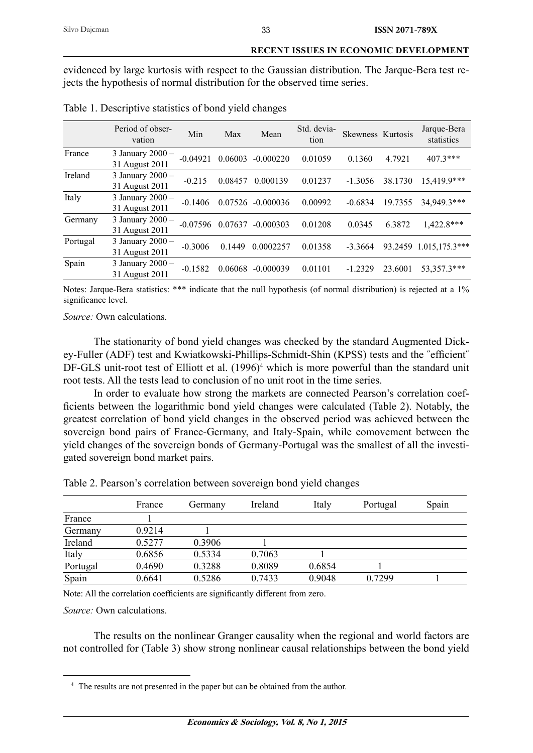evidenced by large kurtosis with respect to the Gaussian distribution. The Jarque-Bera test rejects the hypothesis of normal distribution for the observed time series.

Table 1. Descriptive statistics of bond yield changes

| | Period of observation | Min | Max | Mean | Std. deviation | Skewness | Kurtosis | Jarque-Bera statistics |
|---|---|---|---|---|---|---|---|---|
| France | 3 January 2000 – 31 August 2011 | -0.04921 | 0.06003 | -0.000220 | 0.01059 | 0.1360 | 4.7921 | 407.3*** |
| Ireland | 3 January 2000 – 31 August 2011 | -0.215 | 0.08457 | 0.000139 | 0.01237 | -1.3056 | 38.1730 | 15,419.9*** |
| Italy | 3 January 2000 – 31 August 2011 | -0.1406 | 0.07526 | -0.000036 | 0.00992 | -0.6834 | 19.7355 | 34,949.3*** |
| Germany | 3 January 2000 – 31 August 2011 | -0.07596 | 0.07637 | -0.000303 | 0.01208 | 0.0345 | 6.3872 | 1,422.8*** |
| Portugal | 3 January 2000 – 31 August 2011 | -0.3006 | 0.1449 | 0.0002257 | 0.01358 | -3.3664 | 93.2459 | 1.015,175.3*** |
| Spain | 3 January 2000 – 31 August 2011 | -0.1582 | 0.06068 | -0.000039 | 0.01101 | -1.2329 | 23.6001 | 53,357.3*** |

Notes: Jarque-Bera statistics: *** indicate that the null hypothesis (of normal distribution) is rejected at a 1% significance level.

*Source:* Own calculations.

The stationarity of bond yield changes was checked by the standard Augmented Dickey-Fuller (ADF) test and Kwiatkowski-Phillips-Schmidt-Shin (KPSS) tests and the ″efficient″ DF-GLS unit-root test of Elliott et al. (1996)[4] which is more powerful than the standard unit root tests. All the tests lead to conclusion of no unit root in the time series.

In order to evaluate how strong the markets are connected Pearson's correlation coefficients between the logarithmic bond yield changes were calculated (Table 2). Notably, the greatest correlation of bond yield changes in the observed period was achieved between the sovereign bond pairs of France-Germany, and Italy-Spain, while comovement between the yield changes of the sovereign bonds of Germany-Portugal was the smallest of all the investigated sovereign bond market pairs.

Table 2. Pearson's correlation between sovereign bond yield changes

| | France | Germany | Ireland | Italy | Portugal | Spain |
|---|---|---|---|---|---|---|
| France | 1 | | | | | |
| Germany | 0.9214 | 1 | | | | |
| Ireland | 0.5277 | 0.3906 | 1 | | | |
| Italy | 0.6856 | 0.5334 | 0.7063 | 1 | | |
| Portugal | 0.4690 | 0.3288 | 0.8089 | 0.6854 | 1 | |
| Spain | 0.6641 | 0.5286 | 0.7433 | 0.9048 | 0.7299 | 1 |

Note: All the correlation coefficients are significantly different from zero.

*Source:* Own calculations.

The results on the nonlinear Granger causality when the regional and world factors are not controlled for (Table 3) show strong nonlinear causal relationships between the bond yield

[4] The results are not presented in the paper but can be obtained from the author.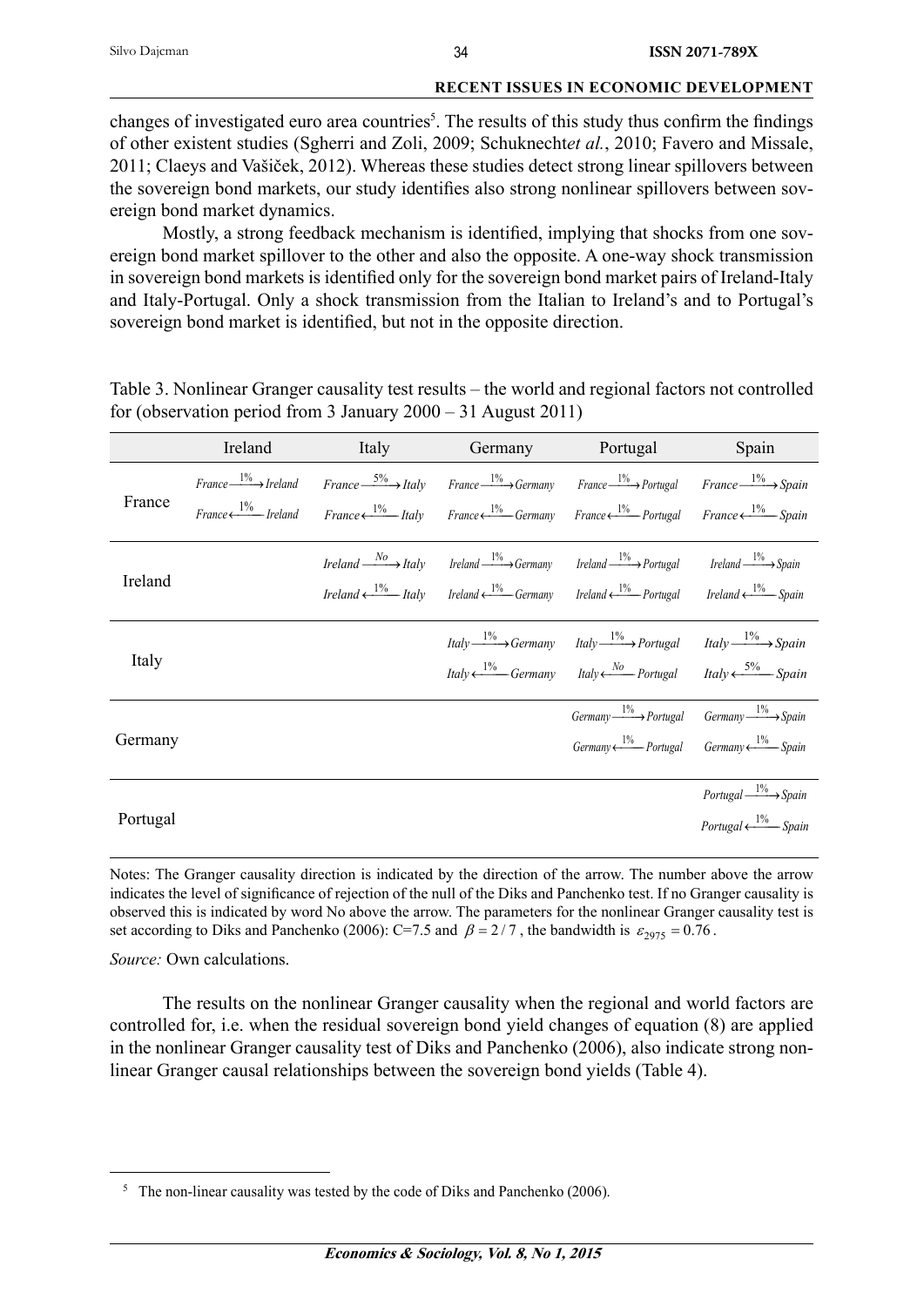changes of investigated euro area countries[5]. The results of this study thus confirm the findings of other existent studies (Sgherri and Zoli, 2009; Schuknecht *et al.*, 2010; Favero and Missale, 2011; Claeys and Vašiček, 2012). Whereas these studies detect strong linear spillovers between the sovereign bond markets, our study identifies also strong nonlinear spillovers between sovereign bond market dynamics.

Mostly, a strong feedback mechanism is identified, implying that shocks from one sovereign bond market spillover to the other and also the opposite. A one-way shock transmission in sovereign bond markets is identified only for the sovereign bond market pairs of Ireland-Italy and Italy-Portugal. Only a shock transmission from the Italian to Ireland's and to Portugal's sovereign bond market is identified, but not in the opposite direction.

Table 3. Nonlinear Granger causality test results – the world and regional factors not controlled for (observation period from 3 January 2000 – 31 August 2011)

| | Ireland | Italy | Germany | Portugal | Spain |
|---|---|---|---|---|---|
| France | $France \xrightarrow{1\%} Ireland$ <br> $France \xleftarrow{1\%} Ireland$ | $France \xrightarrow{5\%} Italy$ <br> $France \xleftarrow{1\%} Italy$ | $France \xrightarrow{1\%} Germany$ <br> $France \xleftarrow{1\%} Germany$ | $France \xrightarrow{1\%} Portugal$ <br> $France \xleftarrow{1\%} Portugal$ | $France \xrightarrow{1\%} Spain$ <br> $France \xleftarrow{1\%} Spain$ |
| Ireland | | $Ireland \xrightarrow{No} Italy$ <br> $Ireland \xleftarrow{1\%} Italy$ | $Ireland \xrightarrow{1\%} Germany$ <br> $Ireland \xleftarrow{1\%} Germany$ | $Ireland \xrightarrow{1\%} Portugal$ <br> $Ireland \xleftarrow{1\%} Portugal$ | $Ireland \xrightarrow{1\%} Spain$ <br> $Ireland \xleftarrow{1\%} Spain$ |
| Italy | | | $Italy \xrightarrow{1\%} Germany$ <br> $Italy \xleftarrow{1\%} Germany$ | $Italy \xrightarrow{1\%} Portugal$ <br> $Italy \xleftarrow{No} Portugal$ | $Italy \xrightarrow{1\%} Spain$ <br> $Italy \xleftarrow{5\%} Spain$ |
| Germany | | | | $Germany \xrightarrow{1\%} Portugal$ <br> $Germany \xleftarrow{1\%} Portugal$ | $Germany \xrightarrow{1\%} Spain$ <br> $Germany \xleftarrow{1\%} Spain$ |
| Portugal | | | | | $Portugal \xrightarrow{1\%} Spain$ <br> $Portugal \xleftarrow{1\%} Spain$ |

Notes: The Granger causality direction is indicated by the direction of the arrow. The number above the arrow indicates the level of significance of rejection of the null of the Diks and Panchenko test. If no Granger causality is observed this is indicated by word No above the arrow. The parameters for the nonlinear Granger causality test is set according to Diks and Panchenko (2006): C=7.5 and $\beta = 2/7$, the bandwidth is $\varepsilon_{2975} = 0.76$.

*Source:* Own calculations.

The results on the nonlinear Granger causality when the regional and world factors are controlled for, i.e. when the residual sovereign bond yield changes of equation (8) are applied in the nonlinear Granger causality test of Diks and Panchenko (2006), also indicate strong nonlinear Granger causal relationships between the sovereign bond yields (Table 4).

[5] The non-linear causality was tested by the code of Diks and Panchenko (2006).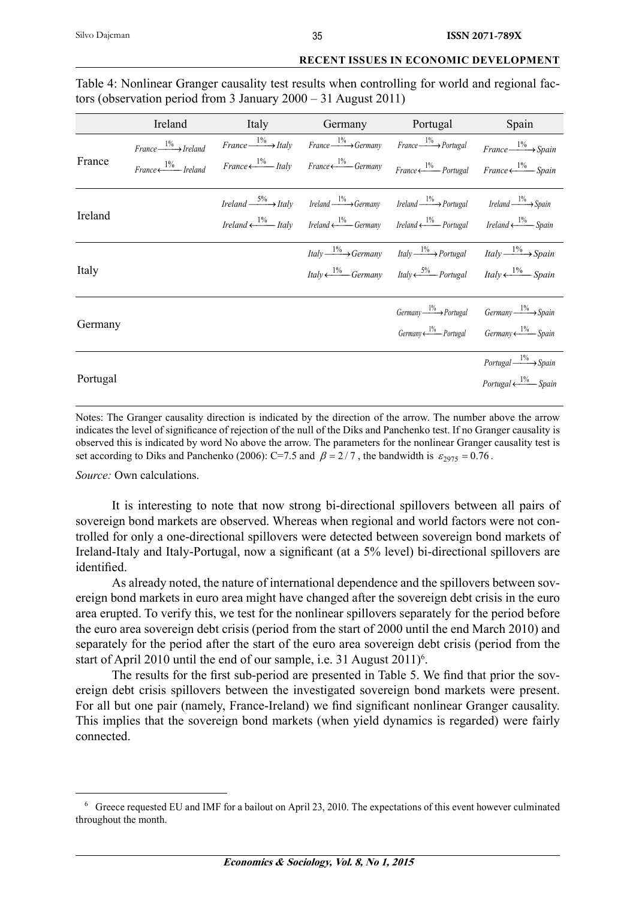Table 4: Nonlinear Granger causality test results when controlling for world and regional factors (observation period from 3 January 2000 – 31 August 2011)

| | Ireland | Italy | Germany | Portugal | Spain |
|---|---|---|---|---|---|
| France | $France \xrightarrow{1\%} Ireland$ <br> $France \xleftarrow{1\%} Ireland$ | $France \xrightarrow{1\%} Italy$ <br> $France \xleftarrow{1\%} Italy$ | $France \xrightarrow{1\%} Germany$ <br> $France \xleftarrow{1\%} Germany$ | $France \xrightarrow{1\%} Portugal$ <br> $France \xleftarrow{1\%} Portugal$ | $France \xrightarrow{1\%} Spain$ <br> $France \xleftarrow{1\%} Spain$ |
| Ireland | | $Ireland \xrightarrow{5\%} Italy$ <br> $Ireland \xleftarrow{1\%} Italy$ | $Ireland \xrightarrow{1\%} Germany$ <br> $Ireland \xleftarrow{1\%} Germany$ | $Ireland \xrightarrow{1\%} Portugal$ <br> $Ireland \xleftarrow{1\%} Portugal$ | $Ireland \xrightarrow{1\%} Spain$ <br> $Ireland \xleftarrow{1\%} Spain$ |
| Italy | | | $Italy \xrightarrow{1\%} Germany$ <br> $Italy \xleftarrow{1\%} Germany$ | $Italy \xrightarrow{1\%} Portugal$ <br> $Italy \xleftarrow{5\%} Portugal$ | $Italy \xrightarrow{1\%} Spain$ <br> $Italy \xleftarrow{1\%} Spain$ |
| Germany | | | | $Germany \xrightarrow{1\%} Portugal$ <br> $Germany \xleftarrow{1\%} Portugal$ | $Germany \xrightarrow{1\%} Spain$ <br> $Germany \xleftarrow{1\%} Spain$ |
| Portugal | | | | | $Portugal \xrightarrow{1\%} Spain$ <br> $Portugal \xleftarrow{1\%} Spain$ |

Notes: The Granger causality direction is indicated by the direction of the arrow. The number above the arrow indicates the level of significance of rejection of the null of the Diks and Panchenko test. If no Granger causality is observed this is indicated by word No above the arrow. The parameters for the nonlinear Granger causality test is set according to Diks and Panchenko (2006): C=7.5 and $\beta = 2/7$, the bandwidth is $\varepsilon_{2975} = 0.76$.

*Source:* Own calculations.

It is interesting to note that now strong bi-directional spillovers between all pairs of sovereign bond markets are observed. Whereas when regional and world factors were not controlled for only a one-directional spillovers were detected between sovereign bond markets of Ireland-Italy and Italy-Portugal, now a significant (at a 5% level) bi-directional spillovers are identified.

As already noted, the nature of international dependence and the spillovers between sovereign bond markets in euro area might have changed after the sovereign debt crisis in the euro area erupted. To verify this, we test for the nonlinear spillovers separately for the period before the euro area sovereign debt crisis (period from the start of 2000 until the end March 2010) and separately for the period after the start of the euro area sovereign debt crisis (period from the start of April 2010 until the end of our sample, i.e. 31 August 2011)[6].

The results for the first sub-period are presented in Table 5. We find that prior the sovereign debt crisis spillovers between the investigated sovereign bond markets were present. For all but one pair (namely, France-Ireland) we find significant nonlinear Granger causality. This implies that the sovereign bond markets (when yield dynamics is regarded) were fairly connected.

[6] Greece requested EU and IMF for a bailout on April 23, 2010. The expectations of this event however culminated throughout the month.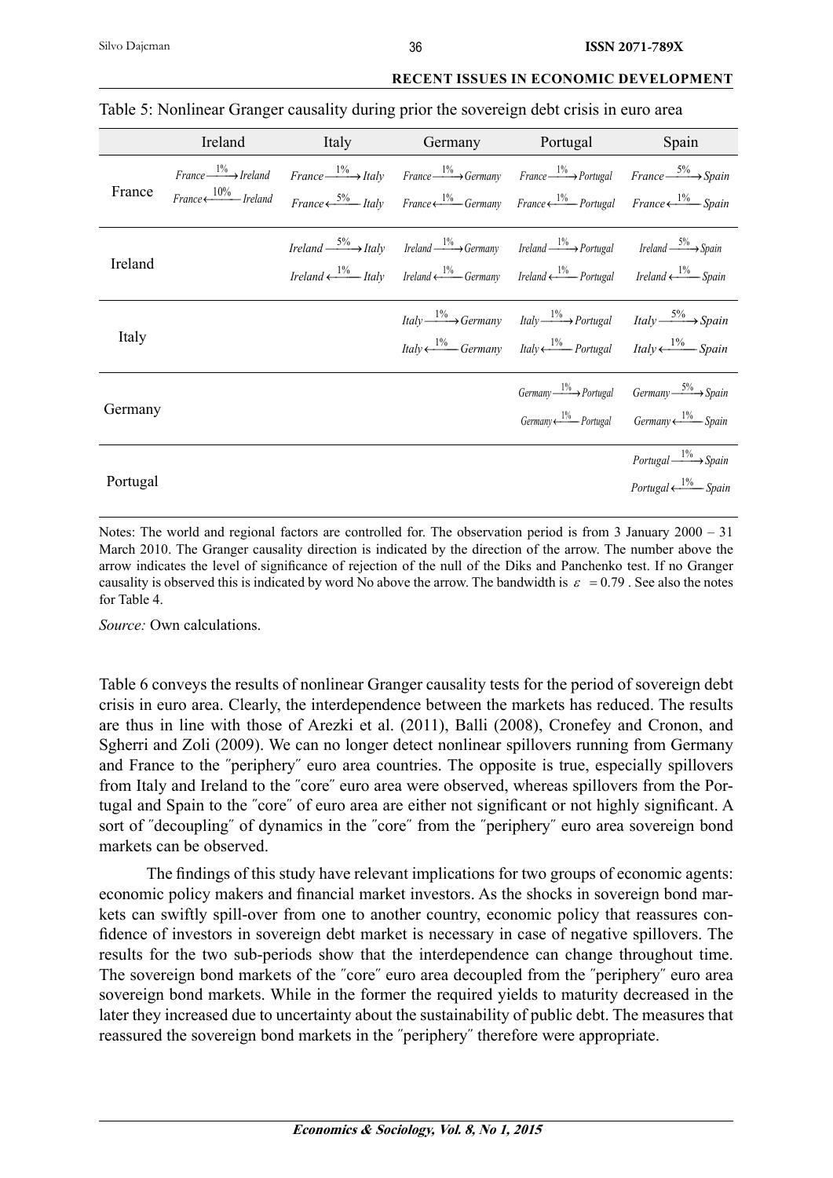Table 5: Nonlinear Granger causality during prior the sovereign debt crisis in euro area

| | Ireland | Italy | Germany | Portugal | Spain |
|---|---|---|---|---|---|
| France | $France \xrightarrow{1\%} Ireland$<br>$France \xleftarrow{10\%} Ireland$ | $France \xrightarrow{1\%} Italy$<br>$France \xleftarrow{5\%} Italy$ | $France \xrightarrow{1\%} Germany$<br>$France \xleftarrow{1\%} Germany$ | $France \xrightarrow{1\%} Portugal$<br>$France \xleftarrow{1\%} Portugal$ | $France \xrightarrow{5\%} Spain$<br>$France \xleftarrow{1\%} Spain$ |
| Ireland | | $Ireland \xrightarrow{5\%} Italy$<br>$Ireland \xleftarrow{1\%} Italy$ | $Ireland \xrightarrow{1\%} Germany$<br>$Ireland \xleftarrow{1\%} Germany$ | $Ireland \xrightarrow{1\%} Portugal$<br>$Ireland \xleftarrow{1\%} Portugal$ | $Ireland \xrightarrow{5\%} Spain$<br>$Ireland \xleftarrow{1\%} Spain$ |
| Italy | | | $Italy \xrightarrow{1\%} Germany$<br>$Italy \xleftarrow{1\%} Germany$ | $Italy \xrightarrow{1\%} Portugal$<br>$Italy \xleftarrow{1\%} Portugal$ | $Italy \xrightarrow{5\%} Spain$<br>$Italy \xleftarrow{1\%} Spain$ |
| Germany | | | | $Germany \xrightarrow{1\%} Portugal$<br>$Germany \xleftarrow{1\%} Portugal$ | $Germany \xrightarrow{5\%} Spain$<br>$Germany \xleftarrow{1\%} Spain$ |
| Portugal | | | | | $Portugal \xrightarrow{1\%} Spain$<br>$Portugal \xleftarrow{1\%} Spain$ |

Notes: The world and regional factors are controlled for. The observation period is from 3 January 2000 – 31 March 2010. The Granger causality direction is indicated by the direction of the arrow. The number above the arrow indicates the level of significance of rejection of the null of the Diks and Panchenko test. If no Granger causality is observed this is indicated by word No above the arrow. The bandwidth is $\varepsilon = 0.79$. See also the notes for Table 4.

*Source:* Own calculations.

Table 6 conveys the results of nonlinear Granger causality tests for the period of sovereign debt crisis in euro area. Clearly, the interdependence between the markets has reduced. The results are thus in line with those of Arezki et al. (2011), Balli (2008), Cronefey and Cronon, and Sgherri and Zoli (2009). We can no longer detect nonlinear spillovers running from Germany and France to the ″periphery″ euro area countries. The opposite is true, especially spillovers from Italy and Ireland to the ″core″ euro area were observed, whereas spillovers from the Portugal and Spain to the ″core″ of euro area are either not significant or not highly significant. A sort of ″decoupling″ of dynamics in the ″core″ from the ″periphery″ euro area sovereign bond markets can be observed.

The findings of this study have relevant implications for two groups of economic agents: economic policy makers and financial market investors. As the shocks in sovereign bond markets can swiftly spill-over from one to another country, economic policy that reassures confidence of investors in sovereign debt market is necessary in case of negative spillovers. The results for the two sub-periods show that the interdependence can change throughout time. The sovereign bond markets of the ″core″ euro area decoupled from the ″periphery″ euro area sovereign bond markets. While in the former the required yields to maturity decreased in the later they increased due to uncertainty about the sustainability of public debt. The measures that reassured the sovereign bond markets in the ″periphery″ therefore were appropriate.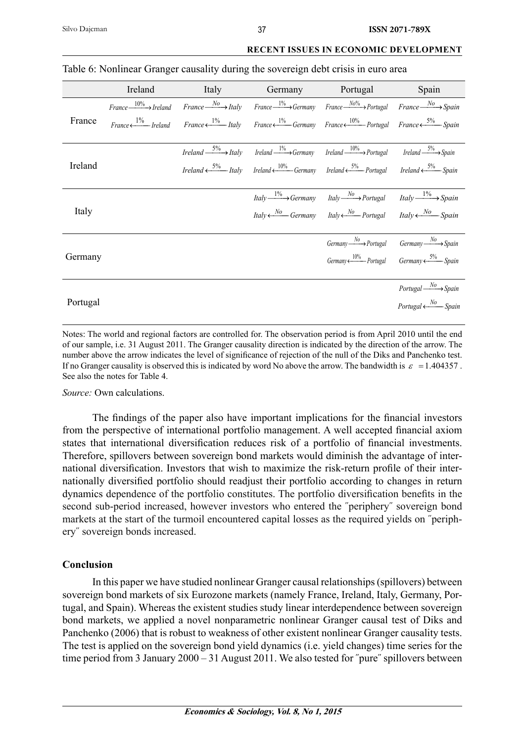Table 6: Nonlinear Granger causality during the sovereign debt crisis in euro area

| | Ireland | Italy | Germany | Portugal | Spain |
|---|---|---|---|---|---|
| France | $France \xrightarrow{10\%} Ireland$<br>$France \xleftarrow{1\%} Ireland$ | $France \xrightarrow{No} Italy$<br>$France \xleftarrow{1\%} Italy$ | $France \xrightarrow{1\%} Germany$<br>$France \xleftarrow{1\%} Germany$ | $France \xrightarrow{No\%} Portugal$<br>$France \xleftarrow{10\%} Portugal$ | $France \xrightarrow{No} Spain$<br>$France \xleftarrow{5\%} Spain$ |
| Ireland | | $Ireland \xrightarrow{5\%} Italy$<br>$Ireland \xleftarrow{5\%} Italy$ | $Ireland \xrightarrow{1\%} Germany$<br>$Ireland \xleftarrow{10\%} Germany$ | $Ireland \xrightarrow{10\%} Portugal$<br>$Ireland \xleftarrow{5\%} Portugal$ | $Ireland \xrightarrow{5\%} Spain$<br>$Ireland \xleftarrow{5\%} Spain$ |
| Italy | | | $Italy \xrightarrow{1\%} Germany$<br>$Italy \xleftarrow{No} Germany$ | $Italy \xrightarrow{No} Portugal$<br>$Italy \xleftarrow{No} Portugal$ | $Italy \xrightarrow{1\%} Spain$<br>$Italy \xleftarrow{No} Spain$ |
| Germany | | | | $Germany \xrightarrow{No} Portugal$<br>$Germany \xleftarrow{10\%} Portugal$ | $Germany \xrightarrow{No} Spain$<br>$Germany \xleftarrow{5\%} Spain$ |
| Portugal | | | | | $Portugal \xrightarrow{No} Spain$<br>$Portugal \xleftarrow{No} Spain$ |

Notes: The world and regional factors are controlled for. The observation period is from April 2010 until the end of our sample, i.e. 31 August 2011. The Granger causality direction is indicated by the direction of the arrow. The number above the arrow indicates the level of significance of rejection of the null of the Diks and Panchenko test. If no Granger causality is observed this is indicated by word No above the arrow. The bandwidth is $\varepsilon = 1.404357$. See also the notes for Table 4.

*Source:* Own calculations.

The findings of the paper also have important implications for the financial investors from the perspective of international portfolio management. A well accepted financial axiom states that international diversification reduces risk of a portfolio of financial investments. Therefore, spillovers between sovereign bond markets would diminish the advantage of international diversification. Investors that wish to maximize the risk-return profile of their internationally diversified portfolio should readjust their portfolio according to changes in return dynamics dependence of the portfolio constitutes. The portfolio diversification benefits in the second sub-period increased, however investors who entered the ″periphery″ sovereign bond markets at the start of the turmoil encountered capital losses as the required yields on ″periphery″ sovereign bonds increased.

## Conclusion

In this paper we have studied nonlinear Granger causal relationships (spillovers) between sovereign bond markets of six Eurozone markets (namely France, Ireland, Italy, Germany, Portugal, and Spain). Whereas the existent studies study linear interdependence between sovereign bond markets, we applied a novel nonparametric nonlinear Granger causal test of Diks and Panchenko (2006) that is robust to weakness of other existent nonlinear Granger causality tests. The test is applied on the sovereign bond yield dynamics (i.e. yield changes) time series for the time period from 3 January 2000 – 31 August 2011. We also tested for ″pure″ spillovers between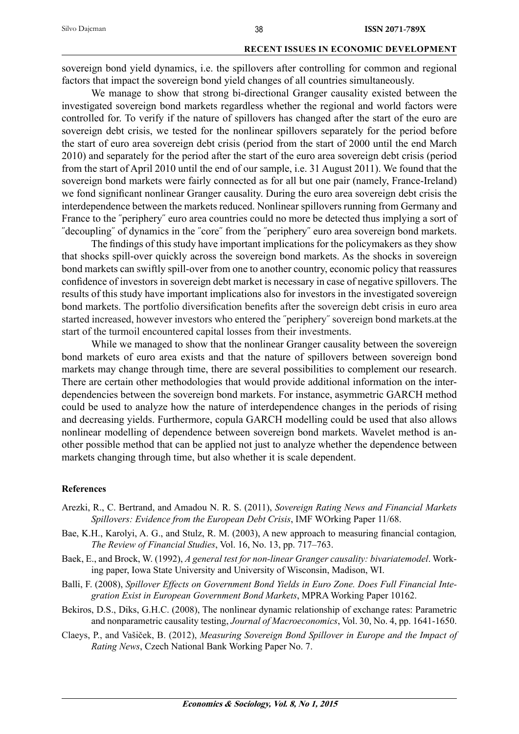sovereign bond yield dynamics, i.e. the spillovers after controlling for common and regional factors that impact the sovereign bond yield changes of all countries simultaneously.

We manage to show that strong bi-directional Granger causality existed between the investigated sovereign bond markets regardless whether the regional and world factors were controlled for. To verify if the nature of spillovers has changed after the start of the euro are sovereign debt crisis, we tested for the nonlinear spillovers separately for the period before the start of euro area sovereign debt crisis (period from the start of 2000 until the end March 2010) and separately for the period after the start of the euro area sovereign debt crisis (period from the start of April 2010 until the end of our sample, i.e. 31 August 2011). We found that the sovereign bond markets were fairly connected as for all but one pair (namely, France-Ireland) we fond significant nonlinear Granger causality. During the euro area sovereign debt crisis the interdependence between the markets reduced. Nonlinear spillovers running from Germany and France to the ″periphery″ euro area countries could no more be detected thus implying a sort of ″decoupling″ of dynamics in the ″core″ from the ″periphery″ euro area sovereign bond markets.

The findings of this study have important implications for the policymakers as they show that shocks spill-over quickly across the sovereign bond markets. As the shocks in sovereign bond markets can swiftly spill-over from one to another country, economic policy that reassures confidence of investors in sovereign debt market is necessary in case of negative spillovers. The results of this study have important implications also for investors in the investigated sovereign bond markets. The portfolio diversification benefits after the sovereign debt crisis in euro area started increased, however investors who entered the ″periphery″ sovereign bond markets.at the start of the turmoil encountered capital losses from their investments.

While we managed to show that the nonlinear Granger causality between the sovereign bond markets of euro area exists and that the nature of spillovers between sovereign bond markets may change through time, there are several possibilities to complement our research. There are certain other methodologies that would provide additional information on the interdependencies between the sovereign bond markets. For instance, asymmetric GARCH method could be used to analyze how the nature of interdependence changes in the periods of rising and decreasing yields. Furthermore, copula GARCH modelling could be used that also allows nonlinear modelling of dependence between sovereign bond markets. Wavelet method is another possible method that can be applied not just to analyze whether the dependence between markets changing through time, but also whether it is scale dependent.

**References**

Arezki, R., C. Bertrand, and Amadou N. R. S. (2011), *Sovereign Rating News and Financial Markets Spillovers: Evidence from the European Debt Crisis*, IMF WOrking Paper 11/68.

Bae, K.H., Karolyi, A. G., and Stulz, R. M. (2003), A new approach to measuring financial contagion*, The Review of Financial Studies*, Vol. 16, No. 13, pp. 717–763.

Baek, E., and Brock, W. (1992), *A general test for non-linear Granger causality: bivariatemodel*. Working paper, Iowa State University and University of Wisconsin, Madison, WI.

Balli, F. (2008), *Spillover Effects on Government Bond Yields in Euro Zone. Does Full Financial Integration Exist in European Government Bond Markets*, MPRA Working Paper 10162.

Bekiros, D.S., Diks, G.H.C. (2008), The nonlinear dynamic relationship of exchange rates: Parametric and nonparametric causality testing, *Journal of Macroeconomics*, Vol. 30, No. 4, pp. 1641-1650.

Claeys, P., and Vašiček, B. (2012), *Measuring Sovereign Bond Spillover in Europe and the Impact of Rating News*, Czech National Bank Working Paper No. 7.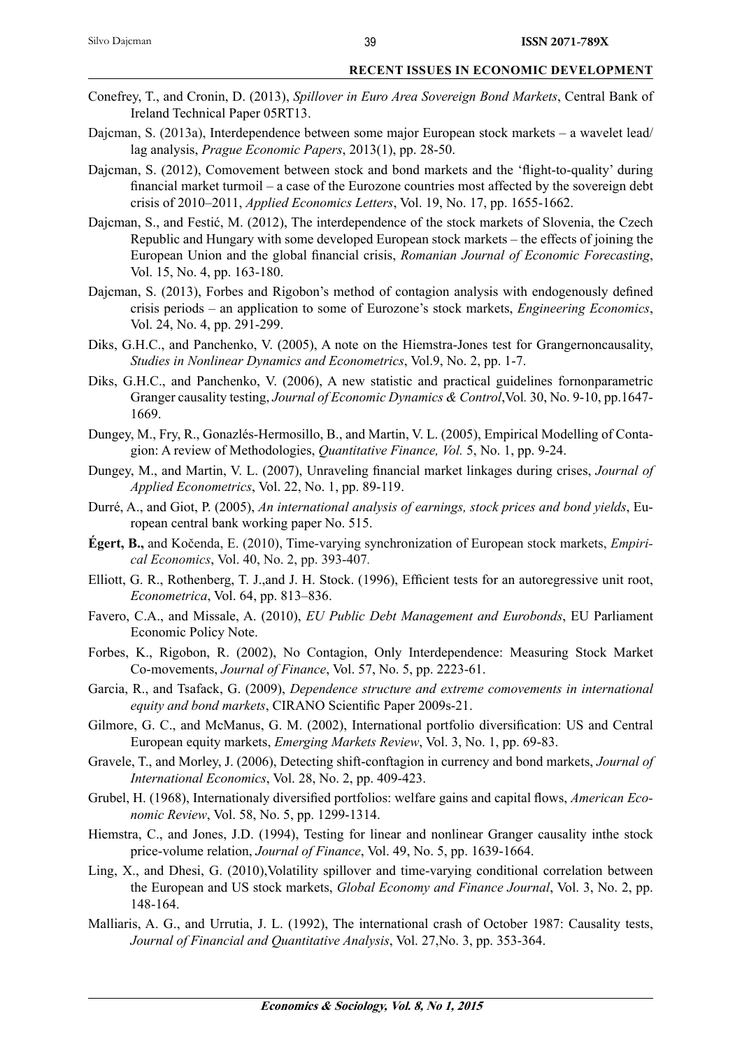Conefrey, T., and Cronin, D. (2013), *Spillover in Euro Area Sovereign Bond Markets*, Central Bank of Ireland Technical Paper 05RT13.

Dajcman, S. (2013a), Interdependence between some major European stock markets – a wavelet lead/lag analysis, *Prague Economic Papers*, 2013(1), pp. 28-50.

Dajcman, S. (2012), Comovement between stock and bond markets and the 'flight-to-quality' during financial market turmoil – a case of the Eurozone countries most affected by the sovereign debt crisis of 2010–2011, *Applied Economics Letters*, Vol. 19, No. 17, pp. 1655-1662.

Dajcman, S., and Festić, M. (2012), The interdependence of the stock markets of Slovenia, the Czech Republic and Hungary with some developed European stock markets – the effects of joining the European Union and the global financial crisis, *Romanian Journal of Economic Forecasting*, Vol. 15, No. 4, pp. 163-180.

Dajcman, S. (2013), Forbes and Rigobon's method of contagion analysis with endogenously defined crisis periods – an application to some of Eurozone's stock markets, *Engineering Economics*, Vol. 24, No. 4, pp. 291-299.

Diks, G.H.C., and Panchenko, V. (2005), A note on the Hiemstra-Jones test for Grangernoncausality, *Studies in Nonlinear Dynamics and Econometrics*, Vol.9, No. 2, pp. 1-7.

Diks, G.H.C., and Panchenko, V. (2006), A new statistic and practical guidelines fornonparametric Granger causality testing, *Journal of Economic Dynamics & Control*,Vol. 30, No. 9-10, pp.1647-1669.

Dungey, M., Fry, R., Gonazlés-Hermosillo, B., and Martin, V. L. (2005), Empirical Modelling of Contagion: A review of Methodologies, *Quantitative Finance, Vol.* 5, No. 1, pp. 9-24.

Dungey, M., and Martin, V. L. (2007), Unraveling financial market linkages during crises, *Journal of Applied Econometrics*, Vol. 22, No. 1, pp. 89-119.

Durré, A., and Giot, P. (2005), *An international analysis of earnings, stock prices and bond yields*, European central bank working paper No. 515.

**Égert, B.,** and Kočenda, E. (2010), Time-varying synchronization of European stock markets, *Empirical Economics*, Vol. 40, No. 2, pp. 393-407.

Elliott, G. R., Rothenberg, T. J.,and J. H. Stock. (1996), Efficient tests for an autoregressive unit root, *Econometrica*, Vol. 64, pp. 813–836.

Favero, C.A., and Missale, A. (2010), *EU Public Debt Management and Eurobonds*, EU Parliament Economic Policy Note.

Forbes, K., Rigobon, R. (2002), No Contagion, Only Interdependence: Measuring Stock Market Co-movements, *Journal of Finance*, Vol. 57, No. 5, pp. 2223-61.

Garcia, R., and Tsafack, G. (2009), *Dependence structure and extreme comovements in international equity and bond markets*, CIRANO Scientific Paper 2009s-21.

Gilmore, G. C., and McManus, G. M. (2002), International portfolio diversification: US and Central European equity markets, *Emerging Markets Review*, Vol. 3, No. 1, pp. 69-83.

Gravele, T., and Morley, J. (2006), Detecting shift-conftagion in currency and bond markets, *Journal of International Economics*, Vol. 28, No. 2, pp. 409-423.

Grubel, H. (1968), Internationaly diversified portfolios: welfare gains and capital flows, *American Economic Review*, Vol. 58, No. 5, pp. 1299-1314.

Hiemstra, C., and Jones, J.D. (1994), Testing for linear and nonlinear Granger causality inthe stock price-volume relation, *Journal of Finance*, Vol. 49, No. 5, pp. 1639-1664.

Ling, X., and Dhesi, G. (2010),Volatility spillover and time-varying conditional correlation between the European and US stock markets, *Global Economy and Finance Journal*, Vol. 3, No. 2, pp. 148-164.

Malliaris, A. G., and Urrutia, J. L. (1992), The international crash of October 1987: Causality tests, *Journal of Financial and Quantitative Analysis*, Vol. 27,No. 3, pp. 353-364.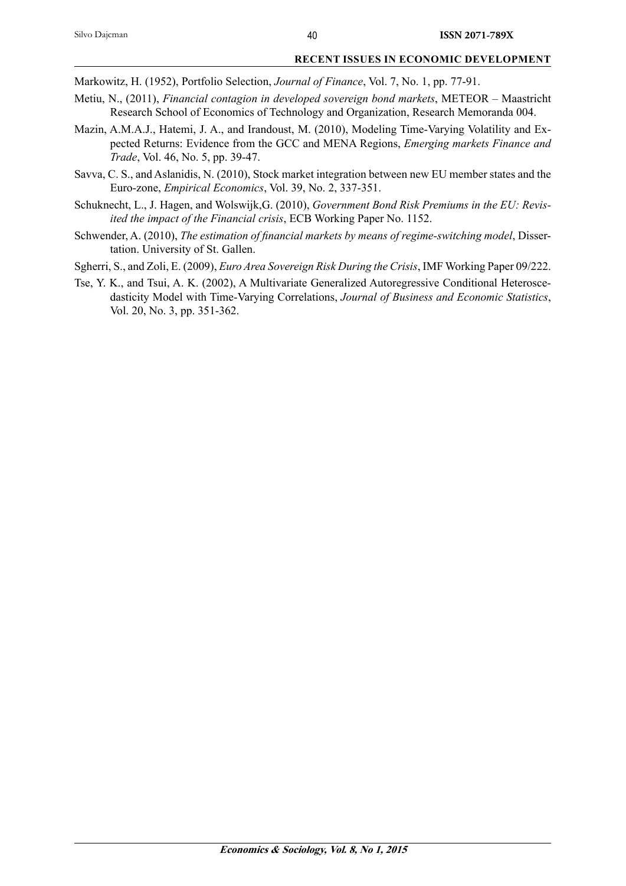Markowitz, H. (1952), Portfolio Selection, *Journal of Finance*, Vol. 7, No. 1, pp. 77-91.

Metiu, N., (2011), *Financial contagion in developed sovereign bond markets*, METEOR – Maastricht Research School of Economics of Technology and Organization, Research Memoranda 004.

Mazin, A.M.A.J., Hatemi, J. A., and Irandoust, M. (2010), Modeling Time-Varying Volatility and Expected Returns: Evidence from the GCC and MENA Regions, *Emerging markets Finance and Trade*, Vol. 46, No. 5, pp. 39-47.

Savva, C. S., and Aslanidis, N. (2010), Stock market integration between new EU member states and the Euro-zone, *Empirical Economics*, Vol. 39, No. 2, 337-351.

Schuknecht, L., J. Hagen, and Wolswijk,G. (2010), *Government Bond Risk Premiums in the EU: Revisited the impact of the Financial crisis*, ECB Working Paper No. 1152.

Schwender, A. (2010), *The estimation of financial markets by means of regime-switching model*, Dissertation. University of St. Gallen.

Sgherri, S., and Zoli, E. (2009), *Euro Area Sovereign Risk During the Crisis*, IMF Working Paper 09/222.

Tse, Y. K., and Tsui, A. K. (2002), A Multivariate Generalized Autoregressive Conditional Heteroscedasticity Model with Time-Varying Correlations, *Journal of Business and Economic Statistics*, Vol. 20, No. 3, pp. 351-362.